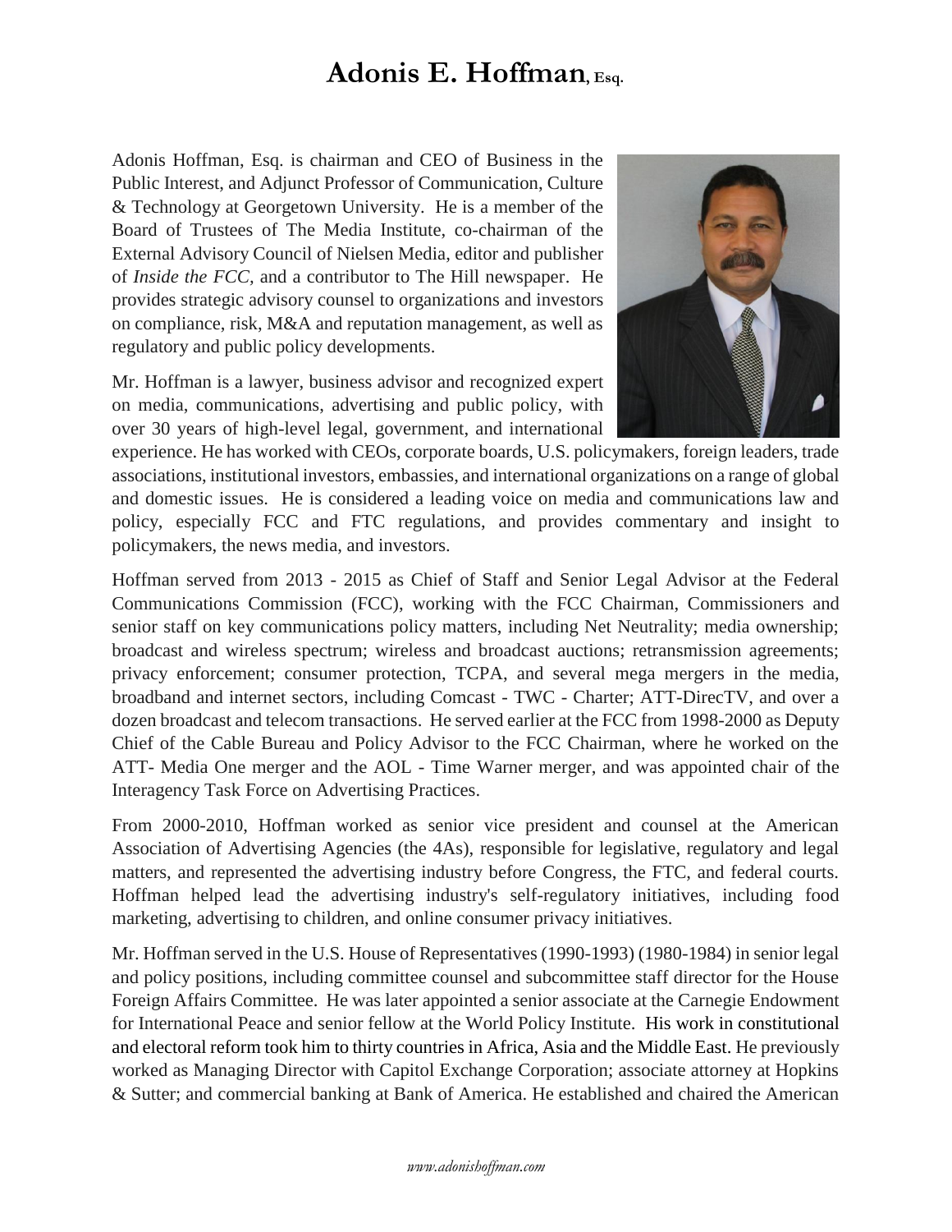# Adonis E. Hoffman, Esq.

Adonis Hoffman, Esq. is chairman and CEO of Business in the Public Interest, and Adjunct Professor of Communication, Culture & Technology at Georgetown University. He is a member of the Board of Trustees of The Media Institute, co-chairman of the External Advisory Council of Nielsen Media, editor and publisher of *Inside the FCC,* and a contributor to The Hill newspaper. He provides strategic advisory counsel to organizations and investors on compliance, risk, M&A and reputation management, as well as regulatory and public policy developments.

Mr. Hoffman is a lawyer, business advisor and recognized expert on media, communications, advertising and public policy, with over 30 years of high-level legal, government, and international experience. He has worked with CEOs, corporate boards, U.S. policymakers, foreign leaders, trade associations, institutional investors, embassies, and international organizations on a range of global and domestic issues. He is considered a leading voice on media and communications law and policy, especially FCC and FTC regulations, and provides commentary and insight to policymakers, the news media, and investors.

Hoffman served from 2013 - 2015 as Chief of Staff and Senior Legal Advisor at the Federal Communications Commission (FCC), working with the FCC Chairman, Commissioners and senior staff on key communications policy matters, including Net Neutrality; media ownership; broadcast and wireless spectrum; wireless and broadcast auctions; retransmission agreements; privacy enforcement; consumer protection, TCPA, and several mega mergers in the media, broadband and internet sectors, including Comcast - TWC - Charter; ATT-DirecTV, and over a dozen broadcast and telecom transactions. He served earlier at the FCC from 1998-2000 as Deputy Chief of the Cable Bureau and Policy Advisor to the FCC Chairman, where he worked on the ATT- Media One merger and the AOL - Time Warner merger, and was appointed chair of the Interagency Task Force on Advertising Practices.

From 2000-2010, Hoffman worked as senior vice president and counsel at the American Association of Advertising Agencies (the 4As), responsible for legislative, regulatory and legal matters, and represented the advertising industry before Congress, the FTC, and federal courts. Hoffman helped lead the advertising industry's self-regulatory initiatives, including food marketing, advertising to children, and online consumer privacy initiatives.

Mr. Hoffman served in the U.S. House of Representatives (1990-1993) (1980-1984) in senior legal and policy positions, including committee counsel and subcommittee staff director for the House Foreign Affairs Committee. He was later appointed a senior associate at the Carnegie Endowment for International Peace and senior fellow at the World Policy Institute. His work in constitutional and electoral reform took him to thirty countries in Africa, Asia and the Middle East. He previously worked as Managing Director with Capitol Exchange Corporation; associate attorney at Hopkins & Sutter; and commercial banking at Bank of America. He established and chaired the American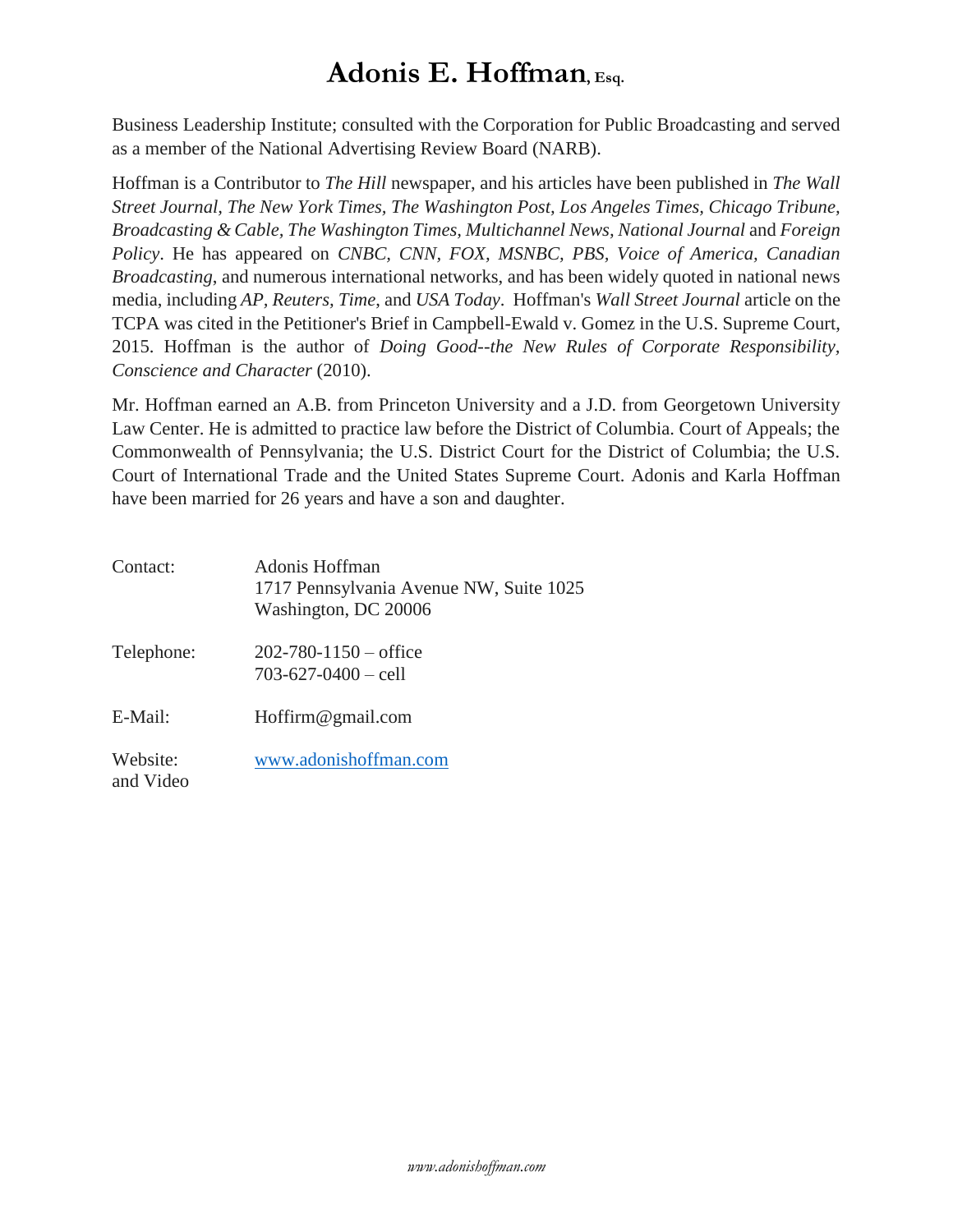# Adonis E. Hoffman, Esq.

Business Leadership Institute; consulted with the Corporation for Public Broadcasting and served as a member of the National Advertising Review Board (NARB).

Hoffman is a Contributor to *The Hill* newspaper, and his articles have been published in *The Wall Street Journal*, *The New York Times*, *The Washington Post*, *Los Angeles Times*, *Chicago Tribune*, *Broadcasting & Cable*, *The Washington Times*, *Multichannel News*, *National Journal* and *Foreign Policy*. He has appeared on *CNBC, CNN, FOX, MSNBC, PBS, Voice of America, Canadian Broadcasting*, and numerous international networks, and has been widely quoted in national news media, including *AP*, *Reuters*, *Time*, and *USA Today*. Hoffman's *Wall Street Journal* article on the TCPA was cited in the Petitioner's Brief in Campbell-Ewald v. Gomez in the U.S. Supreme Court, 2015. Hoffman is the author of *Doing Good--the New Rules of Corporate Responsibility, Conscience and Character* (2010).

Mr. Hoffman earned an A.B. from Princeton University and a J.D. from Georgetown University Law Center. He is admitted to practice law before the District of Columbia. Court of Appeals; the Commonwealth of Pennsylvania; the U.S. District Court for the District of Columbia; the U.S. Court of International Trade and the United States Supreme Court. Adonis and Karla Hoffman have been married for 26 years and have a son and daughter.

| | |
|---|---|
| Contact: | Adonis Hoffman<br>1717 Pennsylvania Avenue NW, Suite 1025<br>Washington, DC 20006 |
| Telephone: | 202-780-1150 – office<br>703-627-0400 – cell |
| E-Mail: | Hoffirm@gmail.com |
| Website: and Video | www.adonishoffman.com |